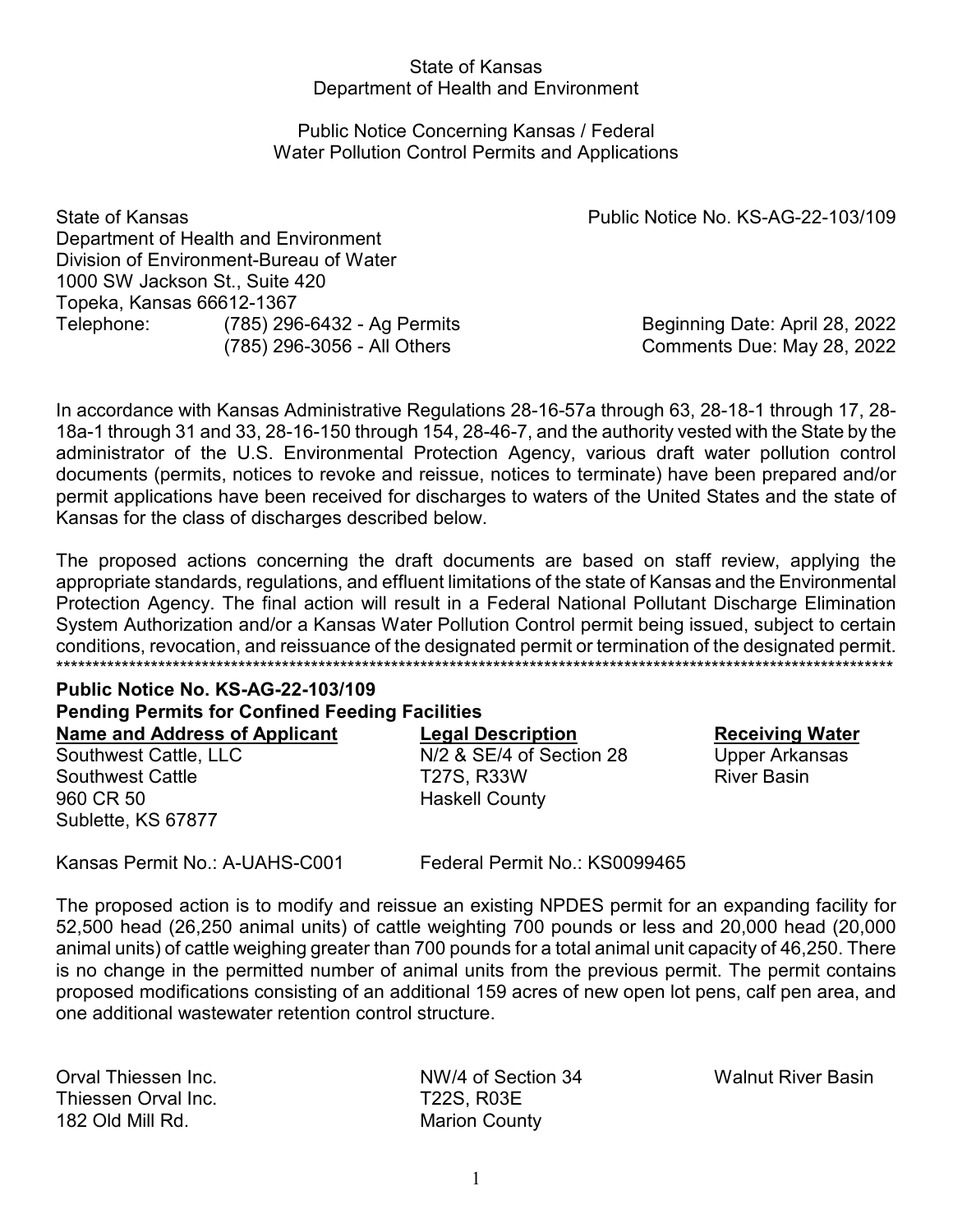State of Kansas
Department of Health and Environment

Public Notice Concerning Kansas / Federal
Water Pollution Control Permits and Applications

State of Kansas
Department of Health and Environment
Division of Environment-Bureau of Water
1000 SW Jackson St., Suite 420
Topeka, Kansas 66612-1367
Telephone: (785) 296-6432 - Ag Permits
(785) 296-3056 - All Others

Public Notice No. KS-AG-22-103/109

Beginning Date: April 28, 2022
Comments Due: May 28, 2022

In accordance with Kansas Administrative Regulations 28-16-57a through 63, 28-18-1 through 17, 28-18a-1 through 31 and 33, 28-16-150 through 154, 28-46-7, and the authority vested with the State by the administrator of the U.S. Environmental Protection Agency, various draft water pollution control documents (permits, notices to revoke and reissue, notices to terminate) have been prepared and/or permit applications have been received for discharges to waters of the United States and the state of Kansas for the class of discharges described below.

The proposed actions concerning the draft documents are based on staff review, applying the appropriate standards, regulations, and effluent limitations of the state of Kansas and the Environmental Protection Agency. The final action will result in a Federal National Pollutant Discharge Elimination System Authorization and/or a Kansas Water Pollution Control permit being issued, subject to certain conditions, revocation, and reissuance of the designated permit or termination of the designated permit.

***********************************************************************************************************************

**Public Notice No. KS-AG-22-103/109**
**Pending Permits for Confined Feeding Facilities**

| Name and Address of Applicant | Legal Description | Receiving Water |
| --- | --- | --- |
| Southwest Cattle, LLC<br>Southwest Cattle<br>960 CR 50<br>Sublette, KS 67877 | N/2 & SE/4 of Section 28<br>T27S, R33W<br>Haskell County | Upper Arkansas River Basin |

Kansas Permit No.: A-UAHS-C001 Federal Permit No.: KS0099465

The proposed action is to modify and reissue an existing NPDES permit for an expanding facility for 52,500 head (26,250 animal units) of cattle weighting 700 pounds or less and 20,000 head (20,000 animal units) of cattle weighing greater than 700 pounds for a total animal unit capacity of 46,250. There is no change in the permitted number of animal units from the previous permit. The permit contains proposed modifications consisting of an additional 159 acres of new open lot pens, calf pen area, and one additional wastewater retention control structure.

| Name and Address of Applicant | Legal Description | Receiving Water |
| --- | --- | --- |
| Orval Thiessen Inc.<br>Thiessen Orval Inc.<br>182 Old Mill Rd. | NW/4 of Section 34<br>T22S, R03E<br>Marion County | Walnut River Basin |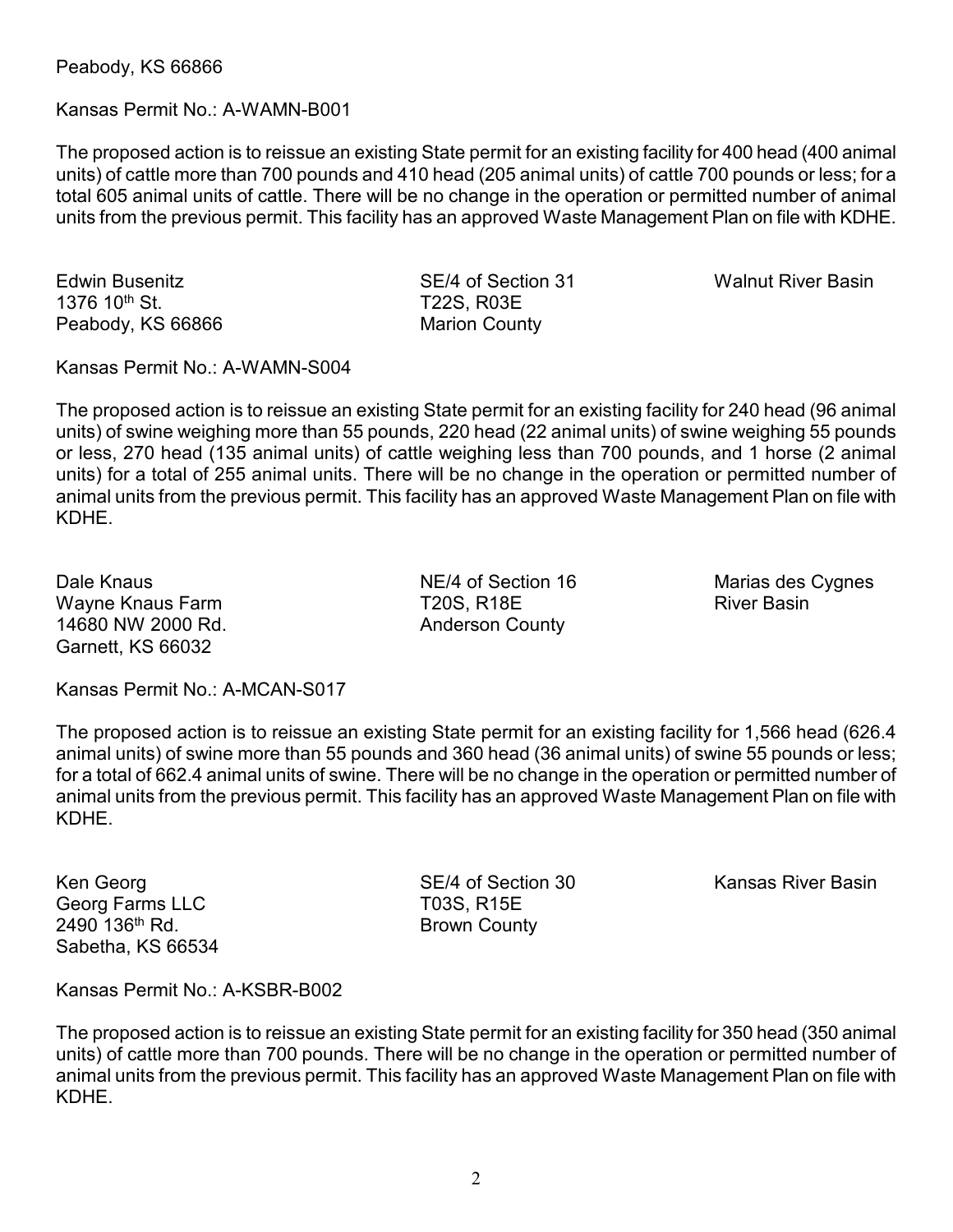Peabody, KS 66866

Kansas Permit No.: A-WAMN-B001

The proposed action is to reissue an existing State permit for an existing facility for 400 head (400 animal units) of cattle more than 700 pounds and 410 head (205 animal units) of cattle 700 pounds or less; for a total 605 animal units of cattle. There will be no change in the operation or permitted number of animal units from the previous permit. This facility has an approved Waste Management Plan on file with KDHE.

| | | |
|---|---|---|
| Edwin Busenitz<br>1376 10th St.<br>Peabody, KS 66866 | SE/4 of Section 31<br>T22S, R03E<br>Marion County | Walnut River Basin |

Kansas Permit No.: A-WAMN-S004

The proposed action is to reissue an existing State permit for an existing facility for 240 head (96 animal units) of swine weighing more than 55 pounds, 220 head (22 animal units) of swine weighing 55 pounds or less, 270 head (135 animal units) of cattle weighing less than 700 pounds, and 1 horse (2 animal units) for a total of 255 animal units. There will be no change in the operation or permitted number of animal units from the previous permit. This facility has an approved Waste Management Plan on file with KDHE.

| | | |
|---|---|---|
| Dale Knaus<br>Wayne Knaus Farm<br>14680 NW 2000 Rd.<br>Garnett, KS 66032 | NE/4 of Section 16<br>T20S, R18E<br>Anderson County | Marias des Cygnes River Basin |

Kansas Permit No.: A-MCAN-S017

The proposed action is to reissue an existing State permit for an existing facility for 1,566 head (626.4 animal units) of swine more than 55 pounds and 360 head (36 animal units) of swine 55 pounds or less; for a total of 662.4 animal units of swine. There will be no change in the operation or permitted number of animal units from the previous permit. This facility has an approved Waste Management Plan on file with KDHE.

| | | |
|---|---|---|
| Ken Georg<br>Georg Farms LLC<br>2490 136th Rd.<br>Sabetha, KS 66534 | SE/4 of Section 30<br>T03S, R15E<br>Brown County | Kansas River Basin |

Kansas Permit No.: A-KSBR-B002

The proposed action is to reissue an existing State permit for an existing facility for 350 head (350 animal units) of cattle more than 700 pounds. There will be no change in the operation or permitted number of animal units from the previous permit. This facility has an approved Waste Management Plan on file with KDHE.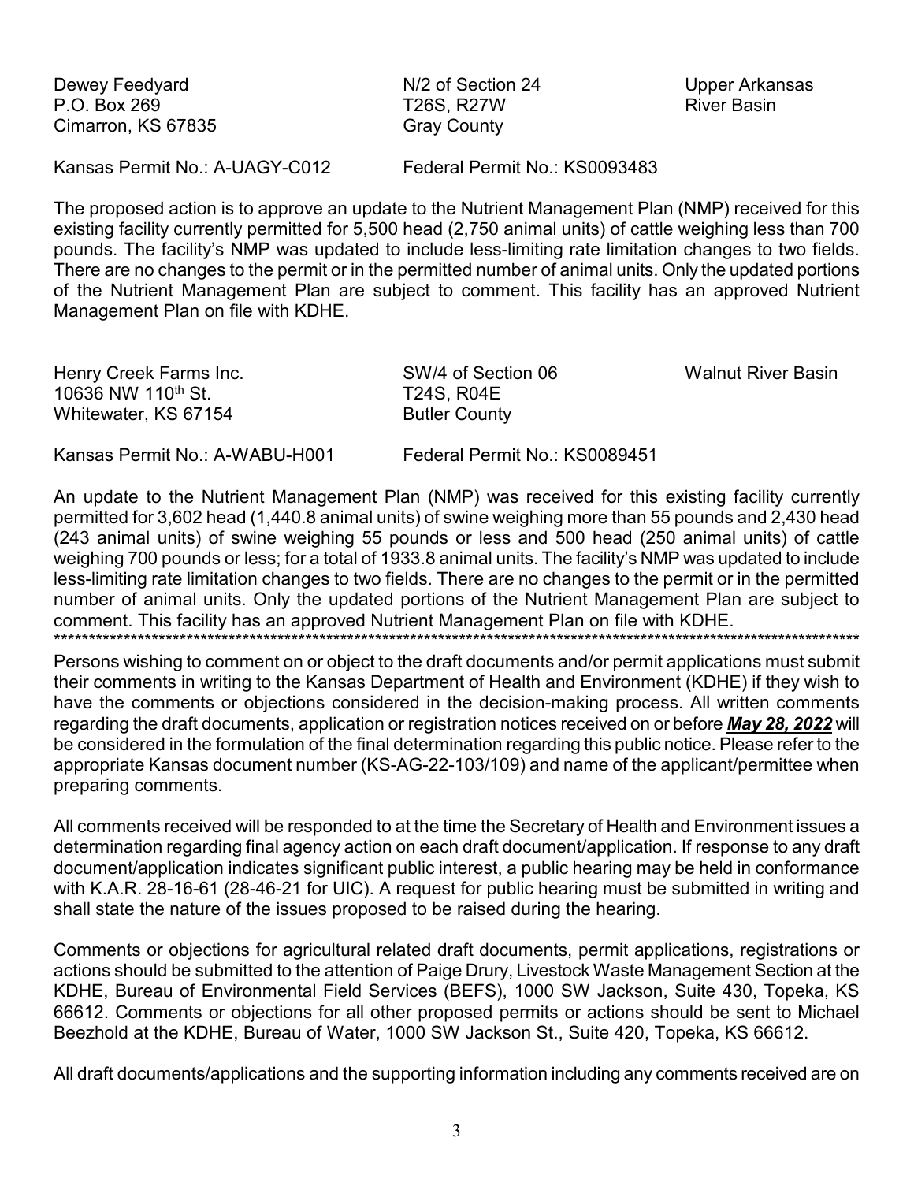Dewey Feedyard  
P.O. Box 269  
Cimarron, KS 67835

N/2 of Section 24  
T26S, R27W  
Gray County

Upper Arkansas River Basin

Kansas Permit No.: A-UAGY-C012 Federal Permit No.: KS0093483

The proposed action is to approve an update to the Nutrient Management Plan (NMP) received for this existing facility currently permitted for 5,500 head (2,750 animal units) of cattle weighing less than 700 pounds. The facility's NMP was updated to include less-limiting rate limitation changes to two fields. There are no changes to the permit or in the permitted number of animal units. Only the updated portions of the Nutrient Management Plan are subject to comment. This facility has an approved Nutrient Management Plan on file with KDHE.

Henry Creek Farms Inc.  
10636 NW 110th St.  
Whitewater, KS 67154

SW/4 of Section 06  
T24S, R04E  
Butler County

Walnut River Basin

Kansas Permit No.: A-WABU-H001 Federal Permit No.: KS0089451

An update to the Nutrient Management Plan (NMP) was received for this existing facility currently permitted for 3,602 head (1,440.8 animal units) of swine weighing more than 55 pounds and 2,430 head (243 animal units) of swine weighing 55 pounds or less and 500 head (250 animal units) of cattle weighing 700 pounds or less; for a total of 1933.8 animal units. The facility's NMP was updated to include less-limiting rate limitation changes to two fields. There are no changes to the permit or in the permitted number of animal units. Only the updated portions of the Nutrient Management Plan are subject to comment. This facility has an approved Nutrient Management Plan on file with KDHE.

\*\*\*\*\*\*\*\*\*\*\*\*\*\*\*\*\*\*\*\*\*\*\*\*\*\*\*\*\*\*\*\*\*\*\*\*\*\*\*\*\*\*\*\*\*\*\*\*\*\*\*\*\*\*\*\*\*\*\*\*\*\*\*\*\*\*\*\*\*\*\*\*\*\*\*\*\*\*

Persons wishing to comment on or object to the draft documents and/or permit applications must submit their comments in writing to the Kansas Department of Health and Environment (KDHE) if they wish to have the comments or objections considered in the decision-making process. All written comments regarding the draft documents, application or registration notices received on or before ***May 28, 2022*** will be considered in the formulation of the final determination regarding this public notice. Please refer to the appropriate Kansas document number (KS-AG-22-103/109) and name of the applicant/permittee when preparing comments.

All comments received will be responded to at the time the Secretary of Health and Environment issues a determination regarding final agency action on each draft document/application. If response to any draft document/application indicates significant public interest, a public hearing may be held in conformance with K.A.R. 28-16-61 (28-46-21 for UIC). A request for public hearing must be submitted in writing and shall state the nature of the issues proposed to be raised during the hearing.

Comments or objections for agricultural related draft documents, permit applications, registrations or actions should be submitted to the attention of Paige Drury, Livestock Waste Management Section at the KDHE, Bureau of Environmental Field Services (BEFS), 1000 SW Jackson, Suite 430, Topeka, KS 66612. Comments or objections for all other proposed permits or actions should be sent to Michael Beezhold at the KDHE, Bureau of Water, 1000 SW Jackson St., Suite 420, Topeka, KS 66612.

All draft documents/applications and the supporting information including any comments received are on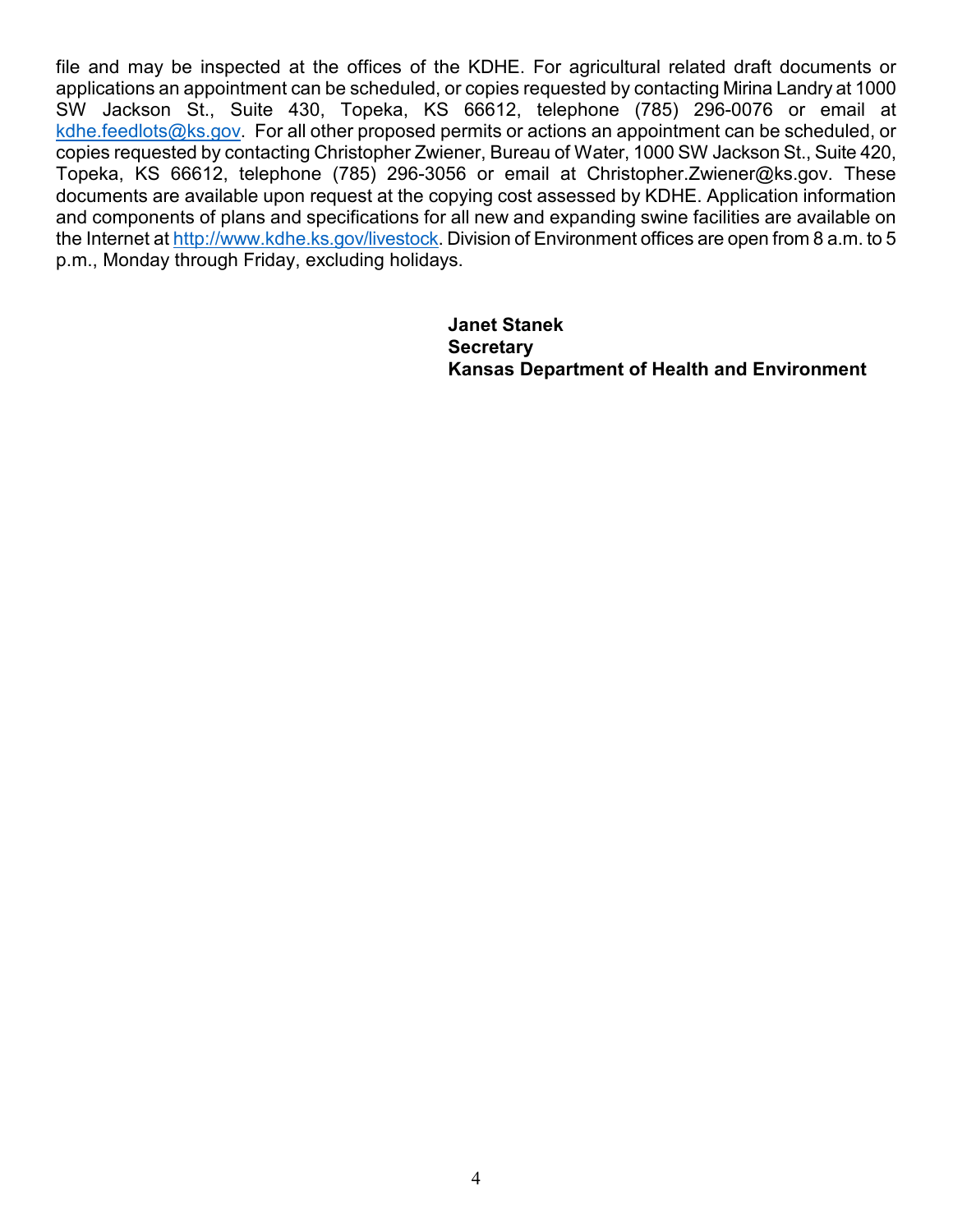file and may be inspected at the offices of the KDHE. For agricultural related draft documents or applications an appointment can be scheduled, or copies requested by contacting Mirina Landry at 1000 SW Jackson St., Suite 430, Topeka, KS 66612, telephone (785) 296-0076 or email at kdhe.feedlots@ks.gov. For all other proposed permits or actions an appointment can be scheduled, or copies requested by contacting Christopher Zwiener, Bureau of Water, 1000 SW Jackson St., Suite 420, Topeka, KS 66612, telephone (785) 296-3056 or email at Christopher.Zwiener@ks.gov. These documents are available upon request at the copying cost assessed by KDHE. Application information and components of plans and specifications for all new and expanding swine facilities are available on the Internet at http://www.kdhe.ks.gov/livestock. Division of Environment offices are open from 8 a.m. to 5 p.m., Monday through Friday, excluding holidays.

**Janet Stanek**
**Secretary**
**Kansas Department of Health and Environment**